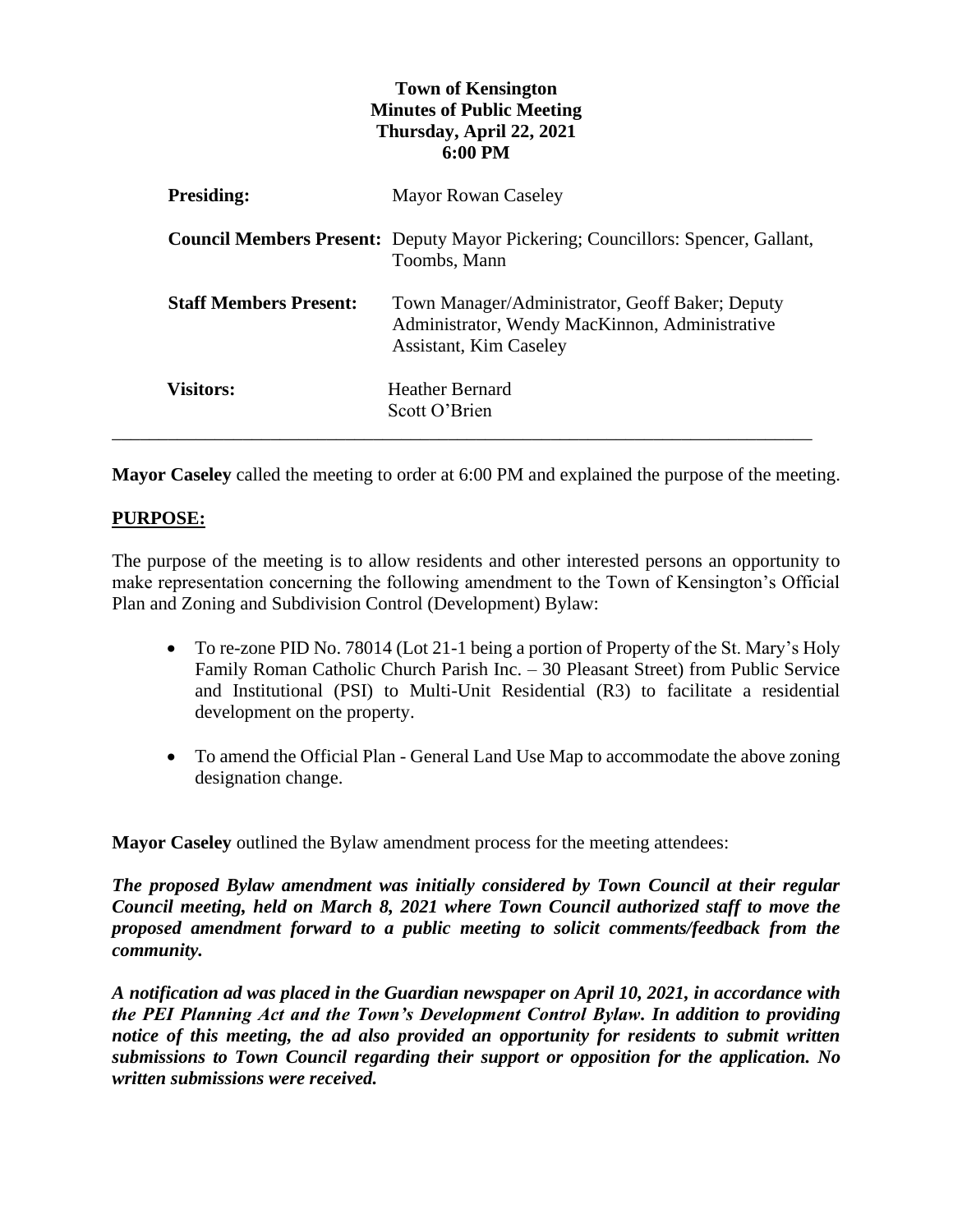**Town of Kensington**
**Minutes of Public Meeting**
**Thursday, April 22, 2021**
**6:00 PM**

| | |
|---|---|
| **Presiding:** | Mayor Rowan Caseley |
| **Council Members Present:** | Deputy Mayor Pickering; Councillors: Spencer, Gallant, Toombs, Mann |
| **Staff Members Present:** | Town Manager/Administrator, Geoff Baker; Deputy Administrator, Wendy MacKinnon, Administrative Assistant, Kim Caseley |
| **Visitors:** | Heather Bernard<br>Scott O'Brien |

---

**Mayor Caseley** called the meeting to order at 6:00 PM and explained the purpose of the meeting.

**PURPOSE:**

The purpose of the meeting is to allow residents and other interested persons an opportunity to make representation concerning the following amendment to the Town of Kensington's Official Plan and Zoning and Subdivision Control (Development) Bylaw:

- To re-zone PID No. 78014 (Lot 21-1 being a portion of Property of the St. Mary's Holy Family Roman Catholic Church Parish Inc. – 30 Pleasant Street) from Public Service and Institutional (PSI) to Multi-Unit Residential (R3) to facilitate a residential development on the property.
- To amend the Official Plan - General Land Use Map to accommodate the above zoning designation change.

**Mayor Caseley** outlined the Bylaw amendment process for the meeting attendees:

***The proposed Bylaw amendment was initially considered by Town Council at their regular Council meeting, held on March 8, 2021 where Town Council authorized staff to move the proposed amendment forward to a public meeting to solicit comments/feedback from the community.***

***A notification ad was placed in the Guardian newspaper on April 10, 2021, in accordance with the PEI Planning Act and the Town's Development Control Bylaw. In addition to providing notice of this meeting, the ad also provided an opportunity for residents to submit written submissions to Town Council regarding their support or opposition for the application. No written submissions were received.***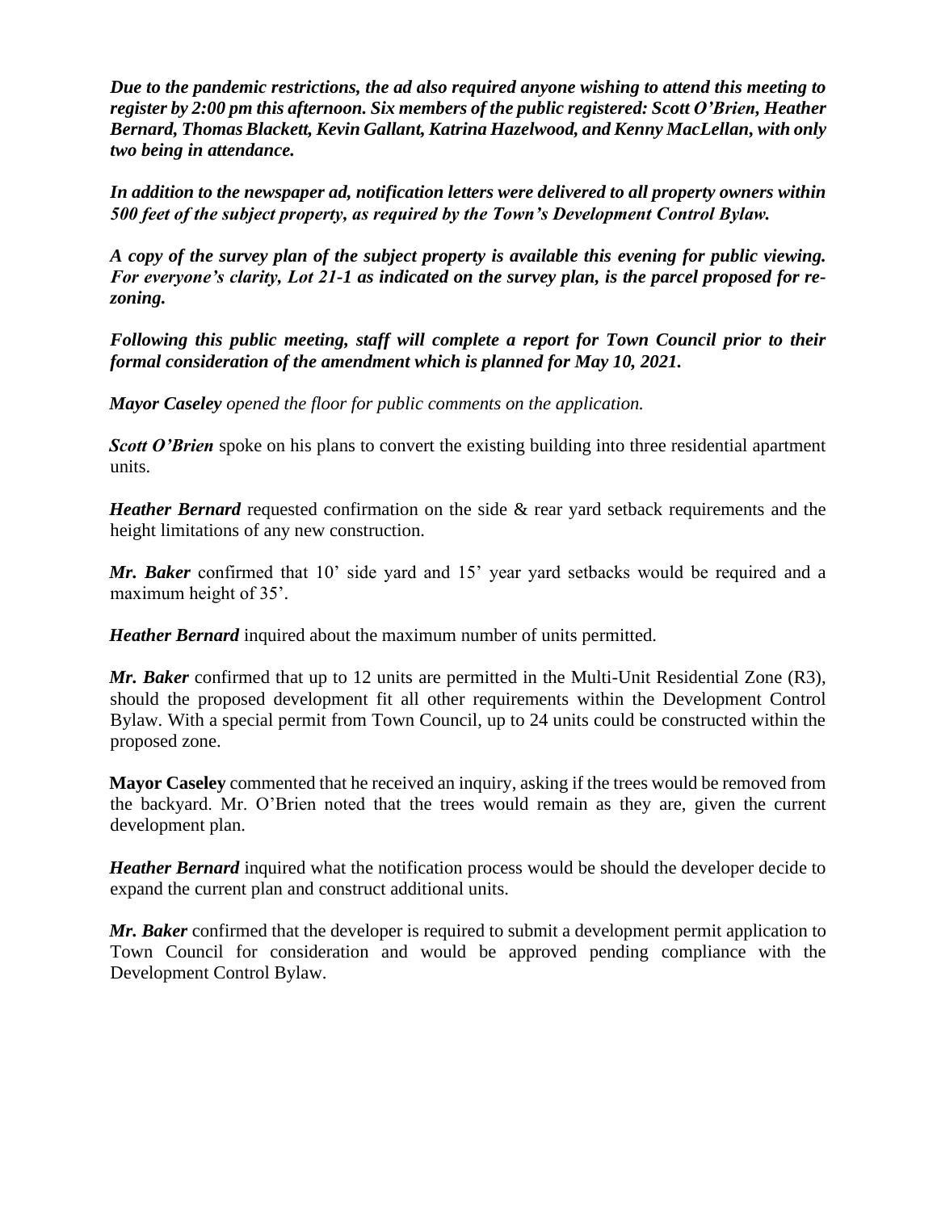***Due to the pandemic restrictions, the ad also required anyone wishing to attend this meeting to register by 2:00 pm this afternoon. Six members of the public registered: Scott O'Brien, Heather Bernard, Thomas Blackett, Kevin Gallant, Katrina Hazelwood, and Kenny MacLellan, with only two being in attendance.***

***In addition to the newspaper ad, notification letters were delivered to all property owners within 500 feet of the subject property, as required by the Town's Development Control Bylaw.***

***A copy of the survey plan of the subject property is available this evening for public viewing. For everyone's clarity, Lot 21-1 as indicated on the survey plan, is the parcel proposed for re-zoning.***

***Following this public meeting, staff will complete a report for Town Council prior to their formal consideration of the amendment which is planned for May 10, 2021.***

***Mayor Caseley*** *opened the floor for public comments on the application.*

***Scott O'Brien*** spoke on his plans to convert the existing building into three residential apartment units.

***Heather Bernard*** requested confirmation on the side & rear yard setback requirements and the height limitations of any new construction.

***Mr. Baker*** confirmed that 10' side yard and 15' year yard setbacks would be required and a maximum height of 35'.

***Heather Bernard*** inquired about the maximum number of units permitted.

***Mr. Baker*** confirmed that up to 12 units are permitted in the Multi-Unit Residential Zone (R3), should the proposed development fit all other requirements within the Development Control Bylaw. With a special permit from Town Council, up to 24 units could be constructed within the proposed zone.

**Mayor Caseley** commented that he received an inquiry, asking if the trees would be removed from the backyard. Mr. O'Brien noted that the trees would remain as they are, given the current development plan.

***Heather Bernard*** inquired what the notification process would be should the developer decide to expand the current plan and construct additional units.

***Mr. Baker*** confirmed that the developer is required to submit a development permit application to Town Council for consideration and would be approved pending compliance with the Development Control Bylaw.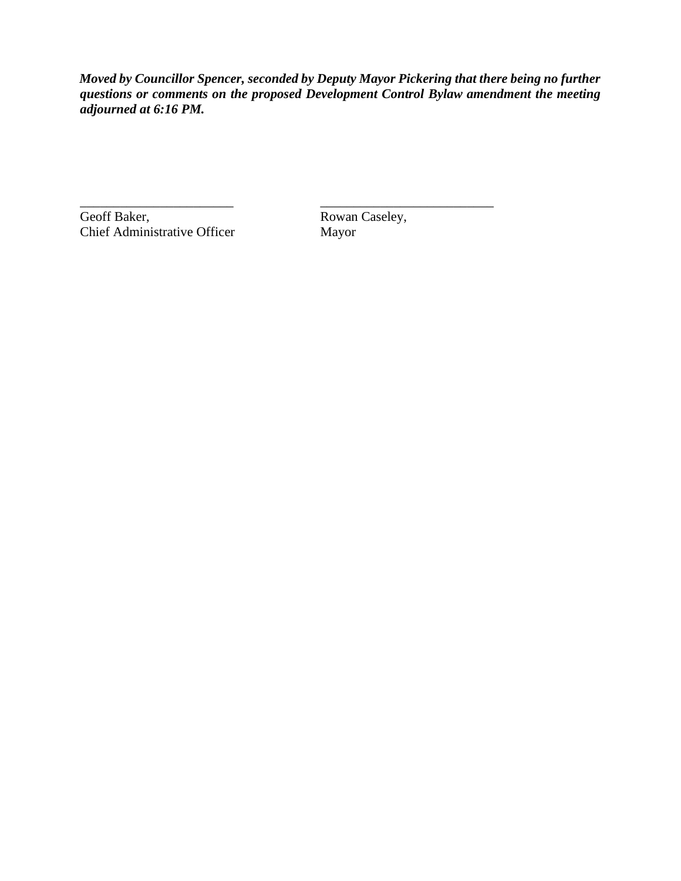***Moved by Councillor Spencer, seconded by Deputy Mayor Pickering that there being no further questions or comments on the proposed Development Control Bylaw amendment the meeting adjourned at 6:16 PM.***

| | |
|---|---|
| _______________________ | __________________________ |
| Geoff Baker, | Rowan Caseley, |
| Chief Administrative Officer | Mayor |